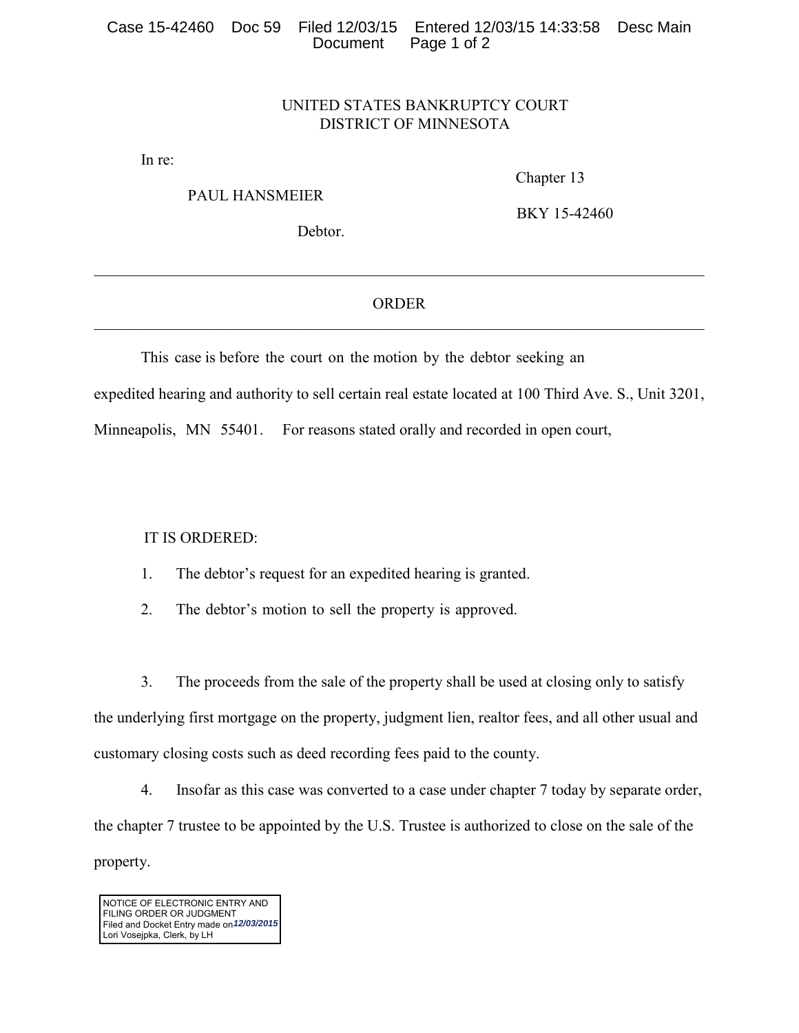UNITED STATES BANKRUPTCY COURT
DISTRICT OF MINNESOTA

In re:

PAUL HANSMEIER

Debtor.

Chapter 13

BKY 15-42460

---

ORDER

---

This case is before the court on the motion by the debtor seeking an expedited hearing and authority to sell certain real estate located at 100 Third Ave. S., Unit 3201, Minneapolis, MN 55401. For reasons stated orally and recorded in open court,

IT IS ORDERED:

1. The debtor's request for an expedited hearing is granted.
2. The debtor's motion to sell the property is approved.
3. The proceeds from the sale of the property shall be used at closing only to satisfy the underlying first mortgage on the property, judgment lien, realtor fees, and all other usual and customary closing costs such as deed recording fees paid to the county.
4. Insofar as this case was converted to a case under chapter 7 today by separate order, the chapter 7 trustee to be appointed by the U.S. Trustee is authorized to close on the sale of the property.

NOTICE OF ELECTRONIC ENTRY AND FILING ORDER OR JUDGMENT
Filed and Docket Entry made on *12/03/2015*
Lori Vosejpka, Clerk, by LH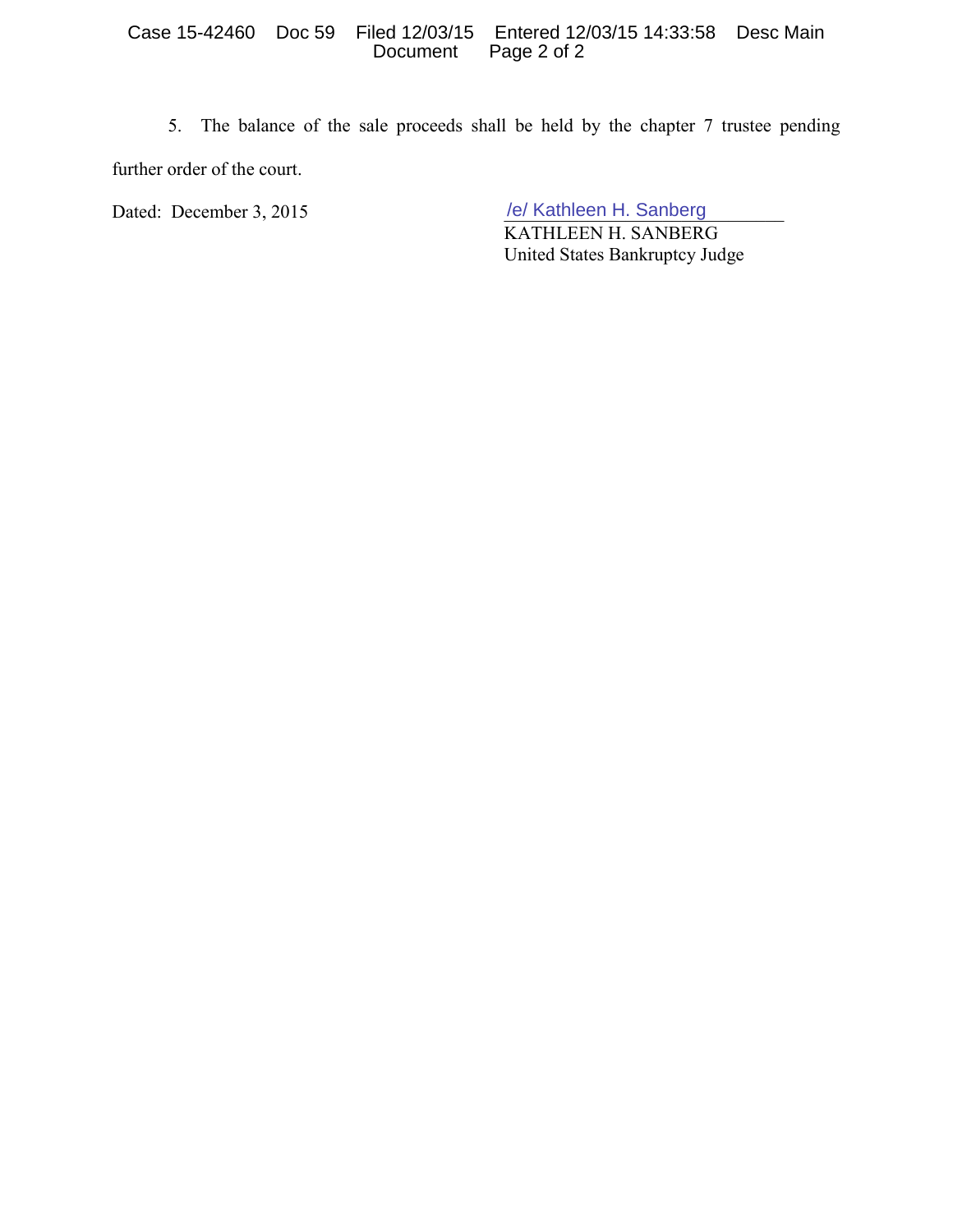5. The balance of the sale proceeds shall be held by the chapter 7 trustee pending further order of the court.

Dated: December 3, 2015

/e/ Kathleen H. Sanberg
KATHLEEN H. SANBERG
United States Bankruptcy Judge